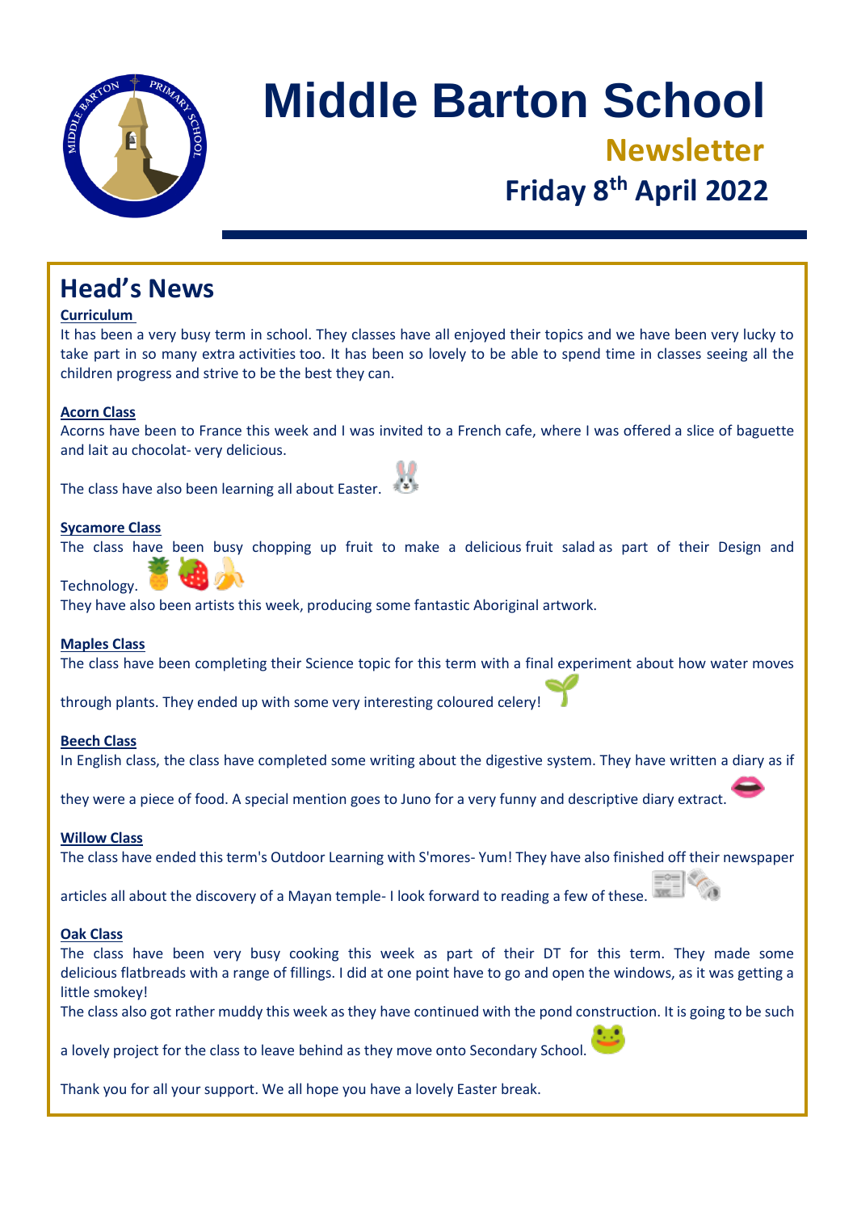# Middle Barton School

## Newsletter

## Friday 8th April 2022

## Head's News

**Curriculum**

It has been a very busy term in school. They classes have all enjoyed their topics and we have been very lucky to take part in so many extra activities too. It has been so lovely to be able to spend time in classes seeing all the children progress and strive to be the best they can.

**Acorn Class**

Acorns have been to France this week and I was invited to a French cafe, where I was offered a slice of baguette and lait au chocolat- very delicious.

The class have also been learning all about Easter.

**Sycamore Class**

The class have been busy chopping up fruit to make a delicious fruit salad as part of their Design and Technology.

They have also been artists this week, producing some fantastic Aboriginal artwork.

**Maples Class**

The class have been completing their Science topic for this term with a final experiment about how water moves through plants. They ended up with some very interesting coloured celery!

**Beech Class**

In English class, the class have completed some writing about the digestive system. They have written a diary as if they were a piece of food. A special mention goes to Juno for a very funny and descriptive diary extract.

**Willow Class**

The class have ended this term's Outdoor Learning with S'mores- Yum! They have also finished off their newspaper articles all about the discovery of a Mayan temple- I look forward to reading a few of these.

**Oak Class**

The class have been very busy cooking this week as part of their DT for this term. They made some delicious flatbreads with a range of fillings. I did at one point have to go and open the windows, as it was getting a little smokey!

The class also got rather muddy this week as they have continued with the pond construction. It is going to be such a lovely project for the class to leave behind as they move onto Secondary School.

Thank you for all your support. We all hope you have a lovely Easter break.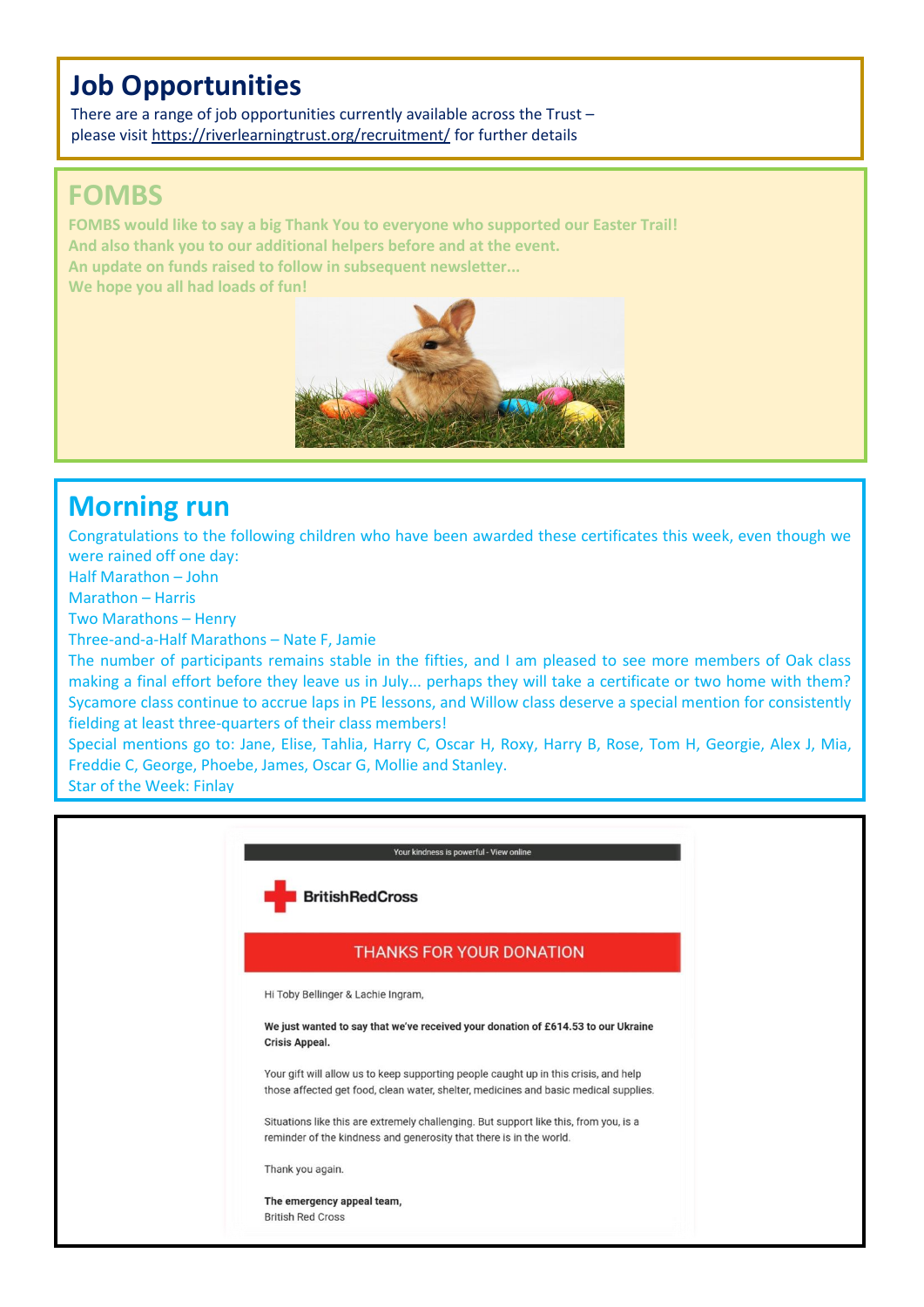## Job Opportunities

There are a range of job opportunities currently available across the Trust – please visit https://riverlearningtrust.org/recruitment/ for further details

## FOMBS

**FOMBS would like to say a big Thank You to everyone who supported our Easter Trail!**
**And also thank you to our additional helpers before and at the event.**
**An update on funds raised to follow in subsequent newsletter...**
**We hope you all had loads of fun!**

## Morning run

Congratulations to the following children who have been awarded these certificates this week, even though we were rained off one day:

Half Marathon – John
Marathon – Harris
Two Marathons – Henry
Three-and-a-Half Marathons – Nate F, Jamie

The number of participants remains stable in the fifties, and I am pleased to see more members of Oak class making a final effort before they leave us in July... perhaps they will take a certificate or two home with them? Sycamore class continue to accrue laps in PE lessons, and Willow class deserve a special mention for consistently fielding at least three-quarters of their class members!

Special mentions go to: Jane, Elise, Tahlia, Harry C, Oscar H, Roxy, Harry B, Rose, Tom H, Georgie, Alex J, Mia, Freddie C, George, Phoebe, James, Oscar G, Mollie and Stanley.

Star of the Week: Finlay

Your kindness is powerful - View online

BritishRedCross

THANKS FOR YOUR DONATION

Hi Toby Bellinger & Lachie Ingram,

**We just wanted to say that we've received your donation of £614.53 to our Ukraine Crisis Appeal.**

Your gift will allow us to keep supporting people caught up in this crisis, and help those affected get food, clean water, shelter, medicines and basic medical supplies.

Situations like this are extremely challenging. But support like this, from you, is a reminder of the kindness and generosity that there is in the world.

Thank you again.

**The emergency appeal team,**
British Red Cross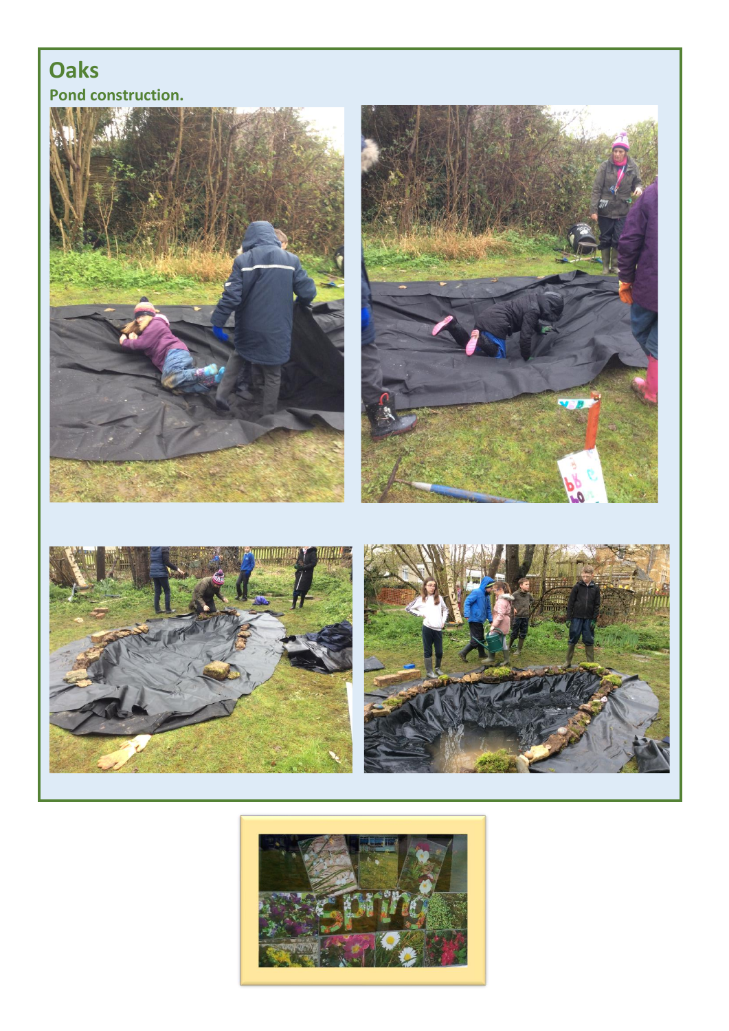# Oaks

**Pond construction.**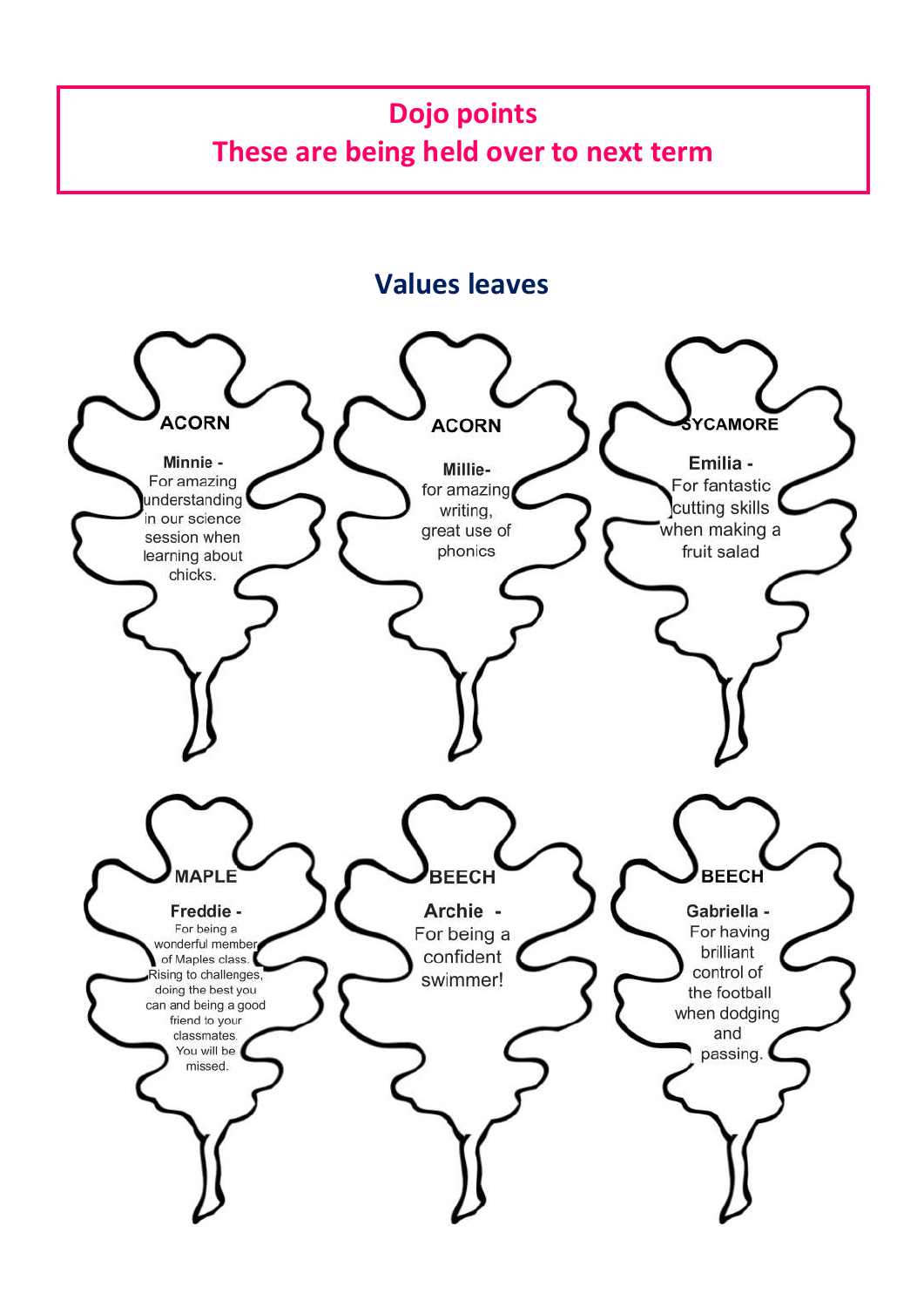## Dojo points
## These are being held over to next term

## Values leaves

**ACORN**

**Minnie -**
For amazing understanding in our science session when learning about chicks.

**ACORN**

**Millie-**
for amazing writing, great use of phonics

**SYCAMORE**

**Emilia -**
For fantastic cutting skills when making a fruit salad

**MAPLE**

**Freddie -**
For being a wonderful member of Maples class. Rising to challenges, doing the best you can and being a good friend to your classmates. You will be missed.

**BEECH**

**Archie -**
For being a confident swimmer!

**BEECH**

**Gabriella -**
For having brilliant control of the football when dodging and passing.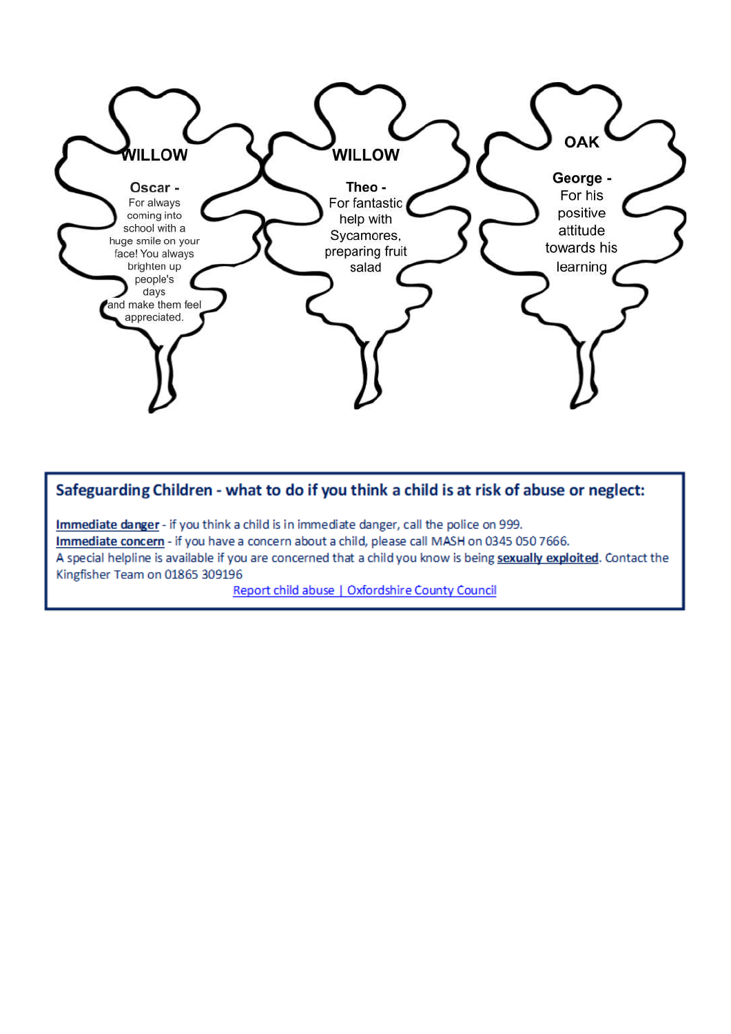**WILLOW**

**Oscar -**
For always coming into school with a huge smile on your face! You always brighten up people's days and make them feel appreciated.

**WILLOW**

**Theo -**
For fantastic help with Sycamores, preparing fruit salad

**OAK**

**George -**
For his positive attitude towards his learning

## Safeguarding Children - what to do if you think a child is at risk of abuse or neglect:

**Immediate danger** - if you think a child is in immediate danger, call the police on 999.
**Immediate concern** - if you have a concern about a child, please call MASH on 0345 050 7666.
A special helpline is available if you are concerned that a child you know is being **sexually exploited**. Contact the Kingfisher Team on 01865 309196

Report child abuse | Oxfordshire County Council